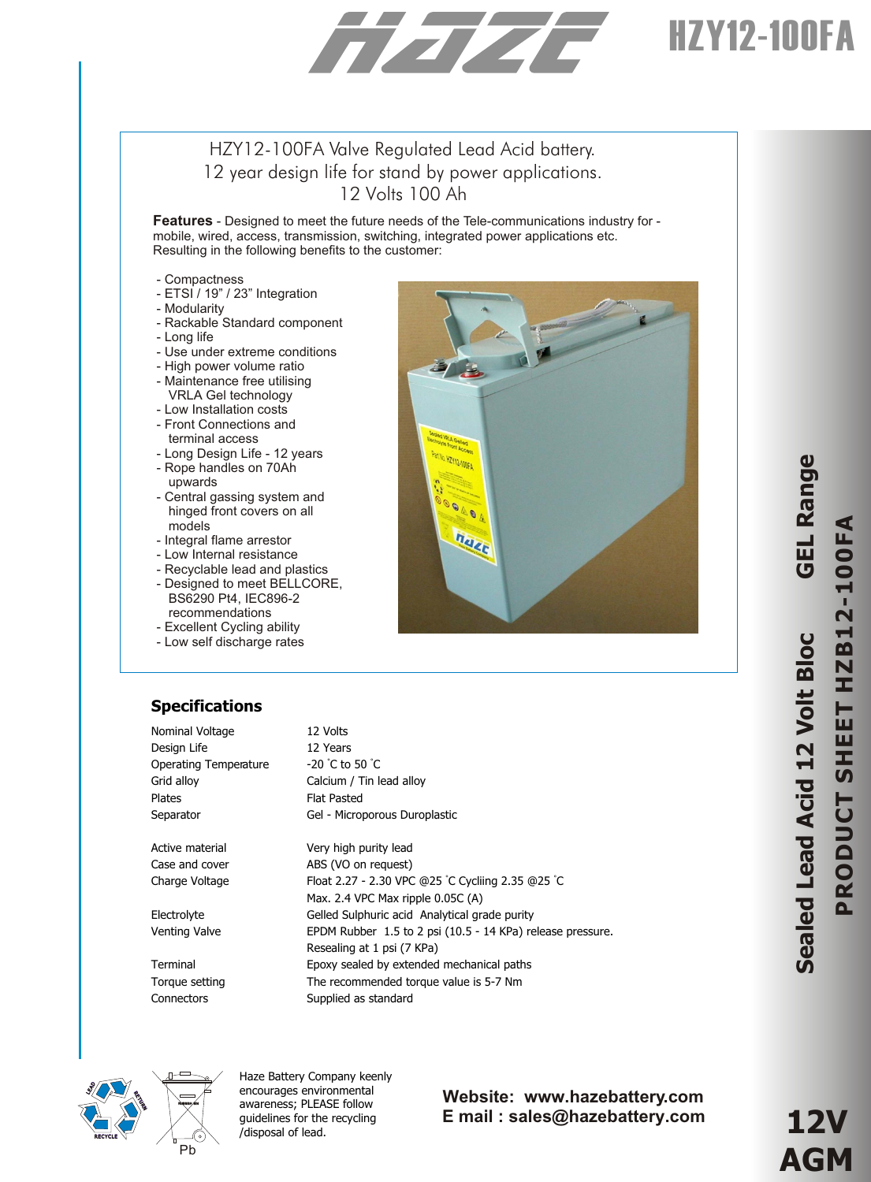# HZY12-100FA

HZY12-100FA Valve Regulated Lead Acid battery.
12 year design life for stand by power applications.
12 Volts 100 Ah

**Features** - Designed to meet the future needs of the Tele-communications industry for - mobile, wired, access, transmission, switching, integrated power applications etc. Resulting in the following benefits to the customer:

- Compactness
- ETSI / 19" / 23" Integration
- Modularity
- Rackable Standard component
- Long life
- Use under extreme conditions
- High power volume ratio
- Maintenance free utilising VRLA Gel technology
- Low Installation costs
- Front Connections and terminal access
- Long Design Life - 12 years
- Rope handles on 70Ah upwards
- Central gassing system and hinged front covers on all models
- Integral flame arrestor
- Low Internal resistance
- Recyclable lead and plastics
- Designed to meet BELLCORE, BS6290 Pt4, IEC896-2 recommendations
- Excellent Cycling ability
- Low self discharge rates

## Specifications

| | |
|---|---|
| Nominal Voltage | 12 Volts |
| Design Life | 12 Years |
| Operating Temperature | -20 °C to 50 °C |
| Grid alloy | Calcium / Tin lead alloy |
| Plates | Flat Pasted |
| Separator | Gel - Microporous Duroplastic |
| Active material | Very high purity lead |
| Case and cover | ABS (VO on request) |
| Charge Voltage | Float 2.27 - 2.30 VPC @25 °C Cycliing 2.35 @25 °C<br>Max. 2.4 VPC Max ripple 0.05C (A) |
| Electrolyte | Gelled Sulphuric acid Analytical grade purity |
| Venting Valve | EPDM Rubber 1.5 to 2 psi (10.5 - 14 KPa) release pressure.<br>Resealing at 1 psi (7 KPa) |
| Terminal | Epoxy sealed by extended mechanical paths |
| Torque setting | The recommended torque value is 5-7 Nm |
| Connectors | Supplied as standard |

Sealed Lead Acid 12 Volt Bloc GEL Range

PRODUCT SHEET HZB12-100FA

Pb

Haze Battery Company keenly encourages environmental awareness; PLEASE follow guidelines for the recycling /disposal of lead.

**Website: www.hazebattery.com**
**E mail : sales@hazebattery.com**

**12V AGM**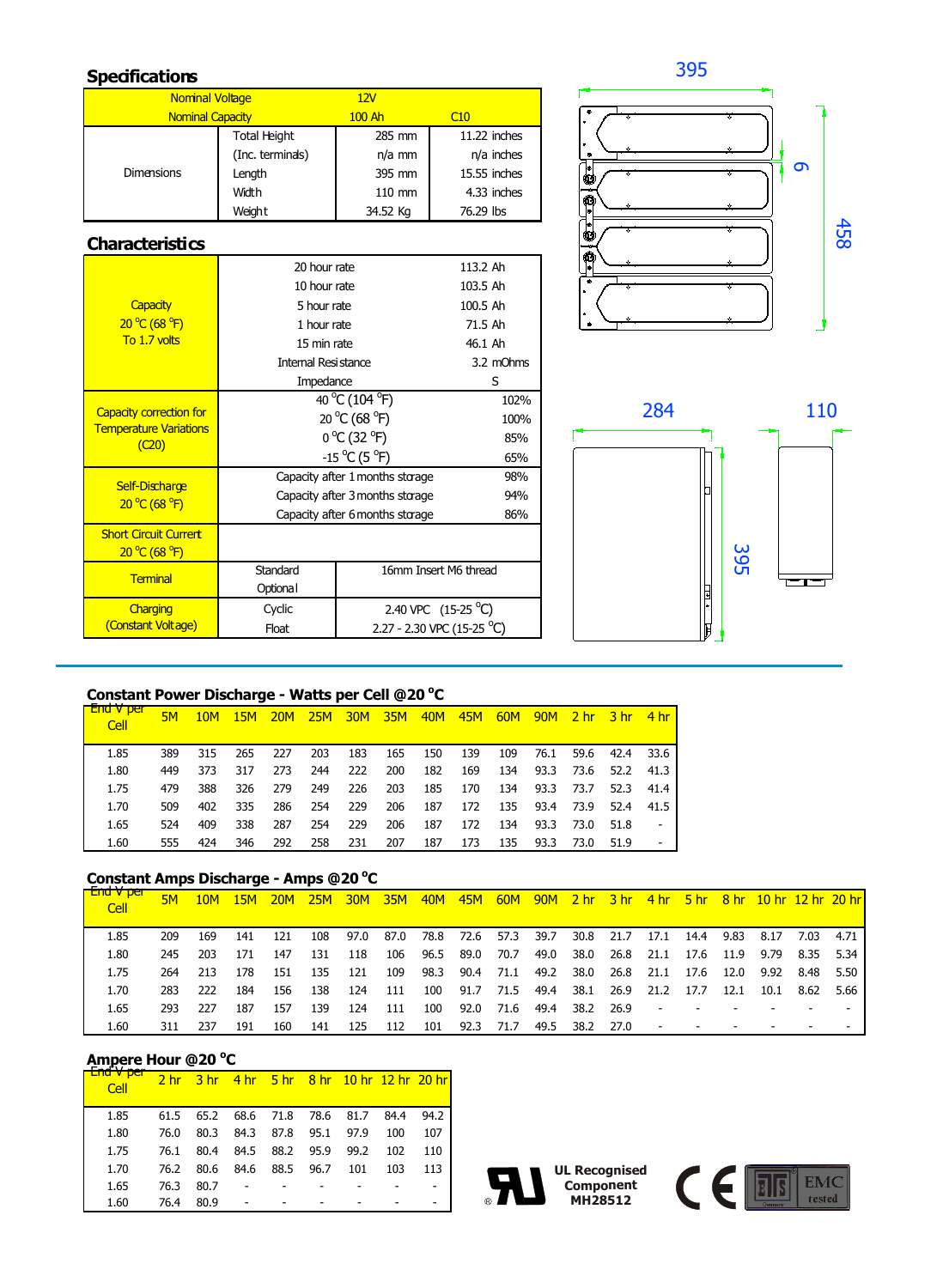## Specifications

| Nominal Voltage | | 12V | |
|---|---|---|---|
| Nominal Capacity | | 100 Ah | C10 |
| Dimensions | Total Height | 285 mm | 11.22 inches |
| | (Inc. terminals) | n/a mm | n/a inches |
| | Length | 395 mm | 15.55 inches |
| | Width | 110 mm | 4.33 inches |
| | Weight | 34.52 Kg | 76.29 lbs |

## Characteristics

| | | |
|---|---|---|
| Capacity 20 °C (68 °F) To 1.7 volts | 20 hour rate | 113.2 Ah |
| | 10 hour rate | 103.5 Ah |
| | 5 hour rate | 100.5 Ah |
| | 1 hour rate | 71.5 Ah |
| | 15 min rate | 46.1 Ah |
| | Internal Resistance | 3.2 mOhms |
| | Impedance | S |
| Capacity correction for Temperature Variations (C20) | 40 °C (104 °F) | 102% |
| | 20 °C (68 °F) | 100% |
| | 0 °C (32 °F) | 85% |
| | -15 °C (5 °F) | 65% |
| Self-Discharge 20 °C (68 °F) | Capacity after 1 months storage | 98% |
| | Capacity after 3 months storage | 94% |
| | Capacity after 6 months storage | 86% |
| Short Circuit Current 20 °C (68 °F) | | |
| Terminal | Standard | 16mm Insert M6 thread |
| | Optional | |
| Charging (Constant Voltage) | Cyclic | 2.40 VPC (15-25 °C) |
| | Float | 2.27 - 2.30 VPC (15-25 °C) |

395

9

458

284

110

395

## Constant Power Discharge - Watts per Cell @20 °C

| End V per Cell | 5M | 10M | 15M | 20M | 25M | 30M | 35M | 40M | 45M | 60M | 90M | 2 hr | 3 hr | 4 hr |
|---|---|---|---|---|---|---|---|---|---|---|---|---|---|---|
| 1.85 | 389 | 315 | 265 | 227 | 203 | 183 | 165 | 150 | 139 | 109 | 76.1 | 59.6 | 42.4 | 33.6 |
| 1.80 | 449 | 373 | 317 | 273 | 244 | 222 | 200 | 182 | 169 | 134 | 93.3 | 73.6 | 52.2 | 41.3 |
| 1.75 | 479 | 388 | 326 | 279 | 249 | 226 | 203 | 185 | 170 | 134 | 93.3 | 73.7 | 52.3 | 41.4 |
| 1.70 | 509 | 402 | 335 | 286 | 254 | 229 | 206 | 187 | 172 | 135 | 93.4 | 73.9 | 52.4 | 41.5 |
| 1.65 | 524 | 409 | 338 | 287 | 254 | 229 | 206 | 187 | 172 | 134 | 93.3 | 73.0 | 51.8 | - |
| 1.60 | 555 | 424 | 346 | 292 | 258 | 231 | 207 | 187 | 173 | 135 | 93.3 | 73.0 | 51.9 | - |

## Constant Amps Discharge - Amps @20 °C

| End V per Cell | 5M | 10M | 15M | 20M | 25M | 30M | 35M | 40M | 45M | 60M | 90M | 2 hr | 3 hr | 4 hr | 5 hr | 8 hr | 10 hr | 12 hr | 20 hr |
|---|---|---|---|---|---|---|---|---|---|---|---|---|---|---|---|---|---|---|---|
| 1.85 | 209 | 169 | 141 | 121 | 108 | 97.0 | 87.0 | 78.8 | 72.6 | 57.3 | 39.7 | 30.8 | 21.7 | 17.1 | 14.4 | 9.83 | 8.17 | 7.03 | 4.71 |
| 1.80 | 245 | 203 | 171 | 147 | 131 | 118 | 106 | 96.5 | 89.0 | 70.7 | 49.0 | 38.0 | 26.8 | 21.1 | 17.6 | 11.9 | 9.79 | 8.35 | 5.34 |
| 1.75 | 264 | 213 | 178 | 151 | 135 | 121 | 109 | 98.3 | 90.4 | 71.1 | 49.2 | 38.0 | 26.8 | 21.1 | 17.6 | 12.0 | 9.92 | 8.48 | 5.50 |
| 1.70 | 283 | 222 | 184 | 156 | 138 | 124 | 111 | 100 | 91.7 | 71.5 | 49.4 | 38.1 | 26.9 | 21.2 | 17.7 | 12.1 | 10.1 | 8.62 | 5.66 |
| 1.65 | 293 | 227 | 187 | 157 | 139 | 124 | 111 | 100 | 92.0 | 71.6 | 49.4 | 38.2 | 26.9 | - | - | - | - | - | - |
| 1.60 | 311 | 237 | 191 | 160 | 141 | 125 | 112 | 101 | 92.3 | 71.7 | 49.5 | 38.2 | 27.0 | - | - | - | - | - | - |

## Ampere Hour @20 °C

| End V per Cell | 2 hr | 3 hr | 4 hr | 5 hr | 8 hr | 10 hr | 12 hr | 20 hr |
|---|---|---|---|---|---|---|---|---|
| 1.85 | 61.5 | 65.2 | 68.6 | 71.8 | 78.6 | 81.7 | 84.4 | 94.2 |
| 1.80 | 76.0 | 80.3 | 84.3 | 87.8 | 95.1 | 97.9 | 100 | 107 |
| 1.75 | 76.1 | 80.4 | 84.5 | 88.2 | 95.9 | 99.2 | 102 | 110 |
| 1.70 | 76.2 | 80.6 | 84.6 | 88.5 | 96.7 | 101 | 103 | 113 |
| 1.65 | 76.3 | 80.7 | - | - | - | - | - | - |
| 1.60 | 76.4 | 80.9 | - | - | - | - | - | - |

**UL Recognised Component MH28512**

EMC tested